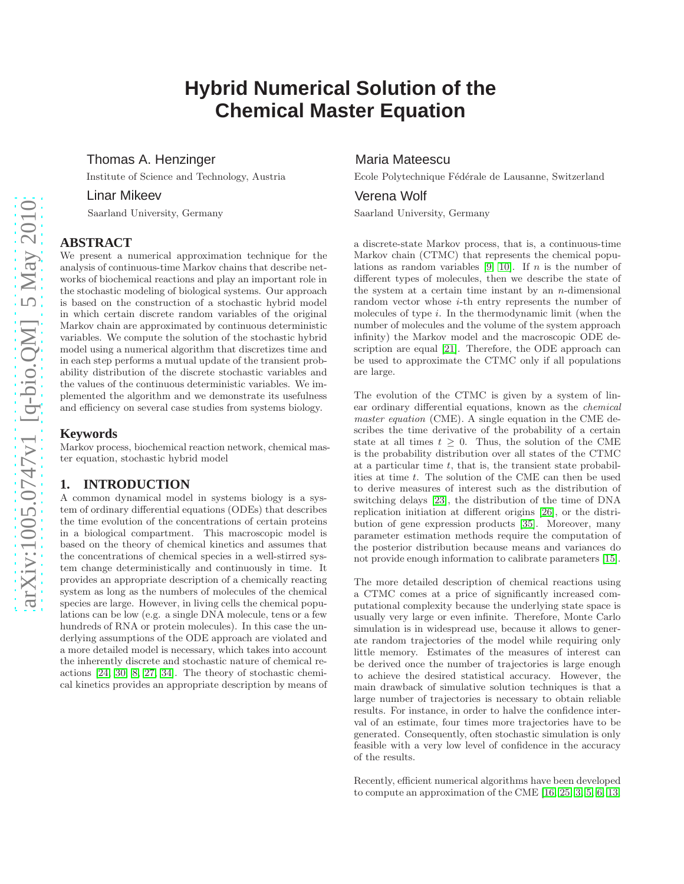# Hybrid Numerical Solution of the Chemical Master Equation

Thomas A. Henzinger
Institute of Science and Technology, Austria

Maria Mateescu
Ecole Polytechnique Fédérale de Lausanne, Switzerland

Linar Mikeev
Saarland University, Germany

Verena Wolf
Saarland University, Germany

## ABSTRACT

We present a numerical approximation technique for the analysis of continuous-time Markov chains that describe networks of biochemical reactions and play an important role in the stochastic modeling of biological systems. Our approach is based on the construction of a stochastic hybrid model in which certain discrete random variables of the original Markov chain are approximated by continuous deterministic variables. We compute the solution of the stochastic hybrid model using a numerical algorithm that discretizes time and in each step performs a mutual update of the transient probability distribution of the discrete stochastic variables and the values of the continuous deterministic variables. We implemented the algorithm and we demonstrate its usefulness and efficiency on several case studies from systems biology.

## Keywords

Markov process, biochemical reaction network, chemical master equation, stochastic hybrid model

## 1. INTRODUCTION

A common dynamical model in systems biology is a system of ordinary differential equations (ODEs) that describes the time evolution of the concentrations of certain proteins in a biological compartment. This macroscopic model is based on the theory of chemical kinetics and assumes that the concentrations of chemical species in a well-stirred system change deterministically and continuously in time. It provides an appropriate description of a chemically reacting system as long as the numbers of molecules of the chemical species are large. However, in living cells the chemical populations can be low (e.g. a single DNA molecule, tens or a few hundreds of RNA or protein molecules). In this case the underlying assumptions of the ODE approach are violated and a more detailed model is necessary, which takes into account the inherently discrete and stochastic nature of chemical reactions [24, 30, 8, 27, 34]. The theory of stochastic chemical kinetics provides an appropriate description by means of a discrete-state Markov process, that is, a continuous-time Markov chain (CTMC) that represents the chemical populations as random variables [9, 10]. If $n$ is the number of different types of molecules, then we describe the state of the system at a certain time instant by an $n$-dimensional random vector whose $i$-th entry represents the number of molecules of type $i$. In the thermodynamic limit (when the number of molecules and the volume of the system approach infinity) the Markov model and the macroscopic ODE description are equal [21]. Therefore, the ODE approach can be used to approximate the CTMC only if all populations are large.

The evolution of the CTMC is given by a system of linear ordinary differential equations, known as the *chemical master equation* (CME). A single equation in the CME describes the time derivative of the probability of a certain state at all times $t \geq 0$. Thus, the solution of the CME is the probability distribution over all states of the CTMC at a particular time $t$, that is, the transient state probabilities at time $t$. The solution of the CME can then be used to derive measures of interest such as the distribution of switching delays [23], the distribution of the time of DNA replication initiation at different origins [26], or the distribution of gene expression products [35]. Moreover, many parameter estimation methods require the computation of the posterior distribution because means and variances do not provide enough information to calibrate parameters [15].

The more detailed description of chemical reactions using a CTMC comes at a price of significantly increased computational complexity because the underlying state space is usually very large or even infinite. Therefore, Monte Carlo simulation is in widespread use, because it allows to generate random trajectories of the model while requiring only little memory. Estimates of the measures of interest can be derived once the number of trajectories is large enough to achieve the desired statistical accuracy. However, the main drawback of simulative solution techniques is that a large number of trajectories is necessary to obtain reliable results. For instance, in order to halve the confidence interval of an estimate, four times more trajectories have to be generated. Consequently, often stochastic simulation is only feasible with a very low level of confidence in the accuracy of the results.

Recently, efficient numerical algorithms have been developed to compute an approximation of the CME [16, 25, 3, 5, 6, 13]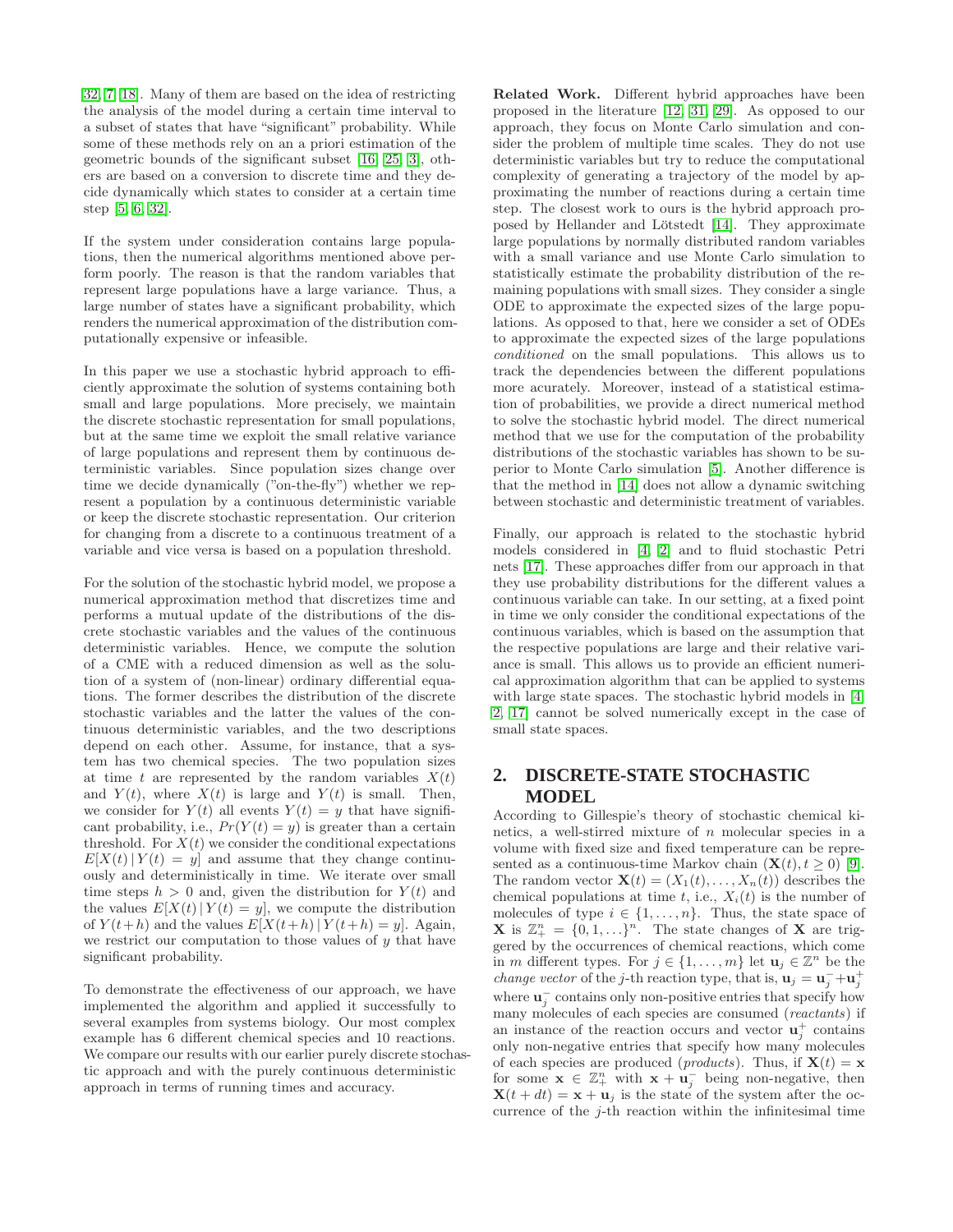[32, 7, 18]. Many of them are based on the idea of restricting the analysis of the model during a certain time interval to a subset of states that have "significant" probability. While some of these methods rely on an a priori estimation of the geometric bounds of the significant subset [16, 25, 3], others are based on a conversion to discrete time and they decide dynamically which states to consider at a certain time step [5, 6, 32].

If the system under consideration contains large populations, then the numerical algorithms mentioned above perform poorly. The reason is that the random variables that represent large populations have a large variance. Thus, a large number of states have a significant probability, which renders the numerical approximation of the distribution computationally expensive or infeasible.

In this paper we use a stochastic hybrid approach to efficiently approximate the solution of systems containing both small and large populations. More precisely, we maintain the discrete stochastic representation for small populations, but at the same time we exploit the small relative variance of large populations and represent them by continuous deterministic variables. Since population sizes change over time we decide dynamically ("on-the-fly") whether we represent a population by a continuous deterministic variable or keep the discrete stochastic representation. Our criterion for changing from a discrete to a continuous treatment of a variable and vice versa is based on a population threshold.

For the solution of the stochastic hybrid model, we propose a numerical approximation method that discretizes time and performs a mutual update of the distributions of the discrete stochastic variables and the values of the continuous deterministic variables. Hence, we compute the solution of a CME with a reduced dimension as well as the solution of a system of (non-linear) ordinary differential equations. The former describes the distribution of the discrete stochastic variables and the latter the values of the continuous deterministic variables, and the two descriptions depend on each other. Assume, for instance, that a system has two chemical species. The two population sizes at time $t$ are represented by the random variables $X(t)$ and $Y(t)$, where $X(t)$ is large and $Y(t)$ is small. Then, we consider for $Y(t)$ all events $Y(t) = y$ that have significant probability, i.e., $Pr(Y(t) = y)$ is greater than a certain threshold. For $X(t)$ we consider the conditional expectations $E[X(t) \,|\, Y(t) = y]$ and assume that they change continuously and deterministically in time. We iterate over small time steps $h > 0$ and, given the distribution for $Y(t)$ and the values $E[X(t) \,|\, Y(t) = y]$, we compute the distribution of $Y(t+h)$ and the values $E[X(t+h) \,|\, Y(t+h) = y]$. Again, we restrict our computation to those values of $y$ that have significant probability.

To demonstrate the effectiveness of our approach, we have implemented the algorithm and applied it successfully to several examples from systems biology. Our most complex example has 6 different chemical species and 10 reactions. We compare our results with our earlier purely discrete stochastic approach and with the purely continuous deterministic approach in terms of running times and accuracy.

**Related Work.** Different hybrid approaches have been proposed in the literature [12, 31, 29]. As opposed to our approach, they focus on Monte Carlo simulation and consider the problem of multiple time scales. They do not use deterministic variables but try to reduce the computational complexity of generating a trajectory of the model by approximating the number of reactions during a certain time step. The closest work to ours is the hybrid approach proposed by Hellander and Lötstedt [14]. They approximate large populations by normally distributed random variables with a small variance and use Monte Carlo simulation to statistically estimate the probability distribution of the remaining populations with small sizes. They consider a single ODE to approximate the expected sizes of the large populations. As opposed to that, here we consider a set of ODEs to approximate the expected sizes of the large populations *conditioned* on the small populations. This allows us to track the dependencies between the different populations more acurately. Moreover, instead of a statistical estimation of probabilities, we provide a direct numerical method to solve the stochastic hybrid model. The direct numerical method that we use for the computation of the probability distributions of the stochastic variables has shown to be superior to Monte Carlo simulation [5]. Another difference is that the method in [14] does not allow a dynamic switching between stochastic and deterministic treatment of variables.

Finally, our approach is related to the stochastic hybrid models considered in [4, 2] and to fluid stochastic Petri nets [17]. These approaches differ from our approach in that they use probability distributions for the different values a continuous variable can take. In our setting, at a fixed point in time we only consider the conditional expectations of the continuous variables, which is based on the assumption that the respective populations are large and their relative variance is small. This allows us to provide an efficient numerical approximation algorithm that can be applied to systems with large state spaces. The stochastic hybrid models in [4, 2, 17] cannot be solved numerically except in the case of small state spaces.

## 2. DISCRETE-STATE STOCHASTIC MODEL

According to Gillespie's theory of stochastic chemical kinetics, a well-stirred mixture of $n$ molecular species in a volume with fixed size and fixed temperature can be represented as a continuous-time Markov chain $(\mathbf{X}(t), t \geq 0)$ [9]. The random vector $\mathbf{X}(t) = (X_1(t), \ldots, X_n(t))$ describes the chemical populations at time $t$, i.e., $X_i(t)$ is the number of molecules of type $i \in \{1, \ldots, n\}$. Thus, the state space of $\mathbf{X}$ is $\mathbb{Z}_+^n = \{0, 1, \ldots\}^n$. The state changes of $\mathbf{X}$ are triggered by the occurrences of chemical reactions, which come in $m$ different types. For $j \in \{1, \ldots, m\}$ let $\mathbf{u}_j \in \mathbb{Z}^n$ be the *change vector* of the $j$-th reaction type, that is, $\mathbf{u}_j = \mathbf{u}_j^- + \mathbf{u}_j^+$ where $\mathbf{u}_j^-$ contains only non-positive entries that specify how many molecules of each species are consumed (*reactants*) if an instance of the reaction occurs and vector $\mathbf{u}_j^+$ contains only non-negative entries that specify how many molecules of each species are produced (*products*). Thus, if $\mathbf{X}(t) = \mathbf{x}$ for some $\mathbf{x} \in \mathbb{Z}_+^n$ with $\mathbf{x} + \mathbf{u}_j^-$ being non-negative, then $\mathbf{X}(t + dt) = \mathbf{x} + \mathbf{u}_j$ is the state of the system after the occurrence of the $j$-th reaction within the infinitesimal time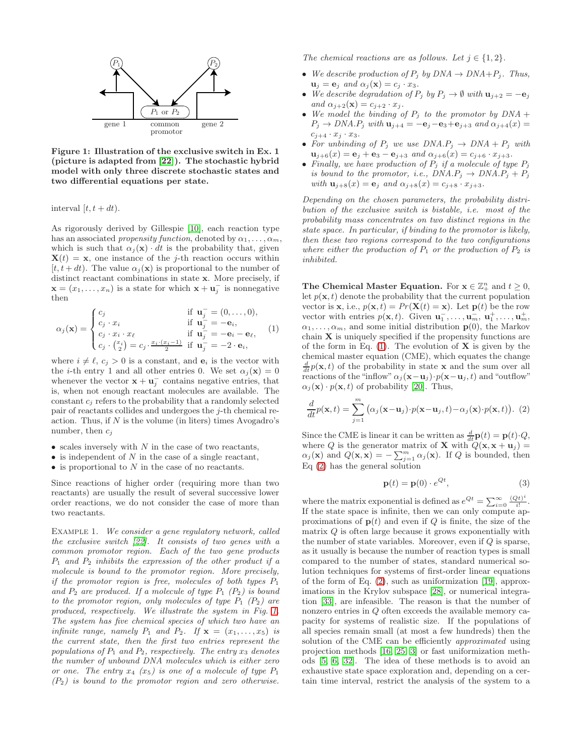Figure 1: **Illustration of the exclusive switch in Ex. 1 (picture is adapted from [22]). The stochastic hybrid model with only three discrete stochastic states and two differential equations per state.**

interval $[t, t + dt)$.

As rigorously derived by Gillespie [10], each reaction type has an associated *propensity function*, denoted by $\alpha_1, \ldots, \alpha_m$, which is such that $\alpha_j(\mathbf{x}) \cdot dt$ is the probability that, given $\mathbf{X}(t) = \mathbf{x}$, one instance of the $j$-th reaction occurs within $[t, t + dt)$. The value $\alpha_j(\mathbf{x})$ is proportional to the number of distinct reactant combinations in state $\mathbf{x}$. More precisely, if $\mathbf{x} = (x_1, \ldots, x_n)$ is a state for which $\mathbf{x} + \mathbf{u}_j^-$ is nonnegative then

$$\alpha_j(\mathbf{x}) = \begin{cases} c_j & \text{if } \mathbf{u}_j^- = (0, \ldots, 0), \\ c_j \cdot x_i & \text{if } \mathbf{u}_j^- = -\mathbf{e}_i, \\ c_j \cdot x_i \cdot x_\ell & \text{if } \mathbf{u}_j^- = -\mathbf{e}_i - \mathbf{e}_\ell, \\ c_j \cdot \binom{x_i}{2} = c_j \cdot \frac{x_i \cdot (x_i - 1)}{2} & \text{if } \mathbf{u}_j^- = -2 \cdot \mathbf{e}_i, \end{cases} \quad (1)$$

where $i \neq \ell$, $c_j > 0$ is a constant, and $\mathbf{e}_i$ is the vector with the $i$-th entry 1 and all other entries 0. We set $\alpha_j(\mathbf{x}) = 0$ whenever the vector $\mathbf{x} + \mathbf{u}_j^-$ contains negative entries, that is, when not enough reactant molecules are available. The constant $c_j$ refers to the probability that a randomly selected pair of reactants collides and undergoes the $j$-th chemical reaction. Thus, if $N$ is the volume (in liters) times Avogadro's number, then $c_j$

- scales inversely with $N$ in the case of two reactants,
- is independent of $N$ in the case of a single reactant,
- is proportional to $N$ in the case of no reactants.

Since reactions of higher order (requiring more than two reactants) are usually the result of several successive lower order reactions, we do not consider the case of more than two reactants.

Example 1. *We consider a gene regulatory network, called the exclusive switch [22]. It consists of two genes with a common promotor region. Each of the two gene products $P_1$ and $P_2$ inhibits the expression of the other product if a molecule is bound to the promotor region. More precisely, if the promotor region is free, molecules of both types $P_1$ and $P_2$ are produced. If a molecule of type $P_1$ ($P_2$) is bound to the promotor region, only molecules of type $P_1$ ($P_2$) are produced, respectively. We illustrate the system in Fig. 1. The system has five chemical species of which two have an infinite range, namely $P_1$ and $P_2$. If $\mathbf{x} = (x_1, \ldots, x_5)$ is the current state, then the first two entries represent the populations of $P_1$ and $P_2$, respectively. The entry $x_3$ denotes the number of unbound DNA molecules which is either zero or one. The entry $x_4$ ($x_5$) is one of a molecule of type $P_1$ ($P_2$) is bound to the promotor region and zero otherwise.*

*The chemical reactions are as follows. Let $j \in \{1, 2\}$.*

- *We describe production of $P_j$ by $DNA \to DNA + P_j$. Thus, $\mathbf{u}_j = \mathbf{e}_j$ and $\alpha_j(\mathbf{x}) = c_j \cdot x_3$.*
- *We describe degradation of $P_j$ by $P_j \to \emptyset$ with $\mathbf{u}_{j+2} = -\mathbf{e}_j$ and $\alpha_{j+2}(\mathbf{x}) = c_{j+2} \cdot x_j$.*
- *We model the binding of $P_j$ to the promotor by $DNA + P_j \to DNA.P_j$ with $\mathbf{u}_{j+4} = -\mathbf{e}_j - \mathbf{e}_3 + \mathbf{e}_{j+3}$ and $\alpha_{j+4}(x) = c_{j+4} \cdot x_j \cdot x_3$.*
- *For unbinding of $P_j$ we use $DNA.P_j \to DNA + P_j$ with $\mathbf{u}_{j+6}(x) = \mathbf{e}_j + \mathbf{e}_3 - \mathbf{e}_{j+3}$ and $\alpha_{j+6}(x) = c_{j+6} \cdot x_{j+3}$.*
- *Finally, we have production of $P_j$ if a molecule of type $P_j$ is bound to the promotor, i.e., $DNA.P_j \to DNA.P_j + P_j$ with $\mathbf{u}_{j+8}(x) = \mathbf{e}_j$ and $\alpha_{j+8}(x) = c_{j+8} \cdot x_{j+3}$.*

*Depending on the chosen parameters, the probability distribution of the exclusive switch is bistable, i.e. most of the probability mass concentrates on two distinct regions in the state space. In particular, if binding to the promotor is likely, then these two regions correspond to the two configurations where either the production of $P_1$ or the production of $P_2$ is inhibited.*

**The Chemical Master Equation.** For $\mathbf{x} \in \mathbb{Z}_+^n$ and $t \geq 0$, let $p(\mathbf{x}, t)$ denote the probability that the current population vector is $\mathbf{x}$, i.e., $p(\mathbf{x}, t) = Pr(\mathbf{X}(t) = \mathbf{x})$. Let $\mathbf{p}(t)$ be the row vector with entries $p(\mathbf{x}, t)$. Given $\mathbf{u}_1^-, \ldots, \mathbf{u}_m^-$, $\mathbf{u}_1^+, \ldots, \mathbf{u}_m^+$, $\alpha_1, \ldots, \alpha_m$, and some initial distribution $\mathbf{p}(0)$, the Markov chain $\mathbf{X}$ is uniquely specified if the propensity functions are of the form in Eq. (1). The evolution of $\mathbf{X}$ is given by the chemical master equation (CME), which equates the change $\frac{d}{dt}p(\mathbf{x}, t)$ of the probability in state $\mathbf{x}$ and the sum over all reactions of the "inflow" $\alpha_j(\mathbf{x} - \mathbf{u}_j) \cdot p(\mathbf{x} - \mathbf{u}_j, t)$ and "outflow" $\alpha_j(\mathbf{x}) \cdot p(\mathbf{x}, t)$ of probability [20]. Thus,

$$\frac{d}{dt}p(\mathbf{x}, t) = \sum_{j=1}^{m} \big(\alpha_j(\mathbf{x} - \mathbf{u}_j) \cdot p(\mathbf{x} - \mathbf{u}_j, t) - \alpha_j(\mathbf{x}) \cdot p(\mathbf{x}, t)\big). \quad (2)$$

Since the CME is linear it can be written as $\frac{d}{dt}\mathbf{p}(t) = \mathbf{p}(t) \cdot Q$, where $Q$ is the generator matrix of $\mathbf{X}$ with $Q(\mathbf{x}, \mathbf{x} + \mathbf{u}_j) = \alpha_j(\mathbf{x})$ and $Q(\mathbf{x}, \mathbf{x}) = -\sum_{j=1}^{m} \alpha_j(\mathbf{x})$. If $Q$ is bounded, then Eq (2) has the general solution

$$\mathbf{p}(t) = \mathbf{p}(0) \cdot e^{Qt}, \quad (3)$$

where the matrix exponential is defined as $e^{Qt} = \sum_{i=0}^{\infty} \frac{(Qt)^i}{i!}$. If the state space is infinite, then we can only compute approximations of $\mathbf{p}(t)$ and even if $Q$ is finite, the size of the matrix $Q$ is often large because it grows exponentially with the number of state variables. Moreover, even if $Q$ is sparse, as it usually is because the number of reaction types is small compared to the number of states, standard numerical solution techniques for systems of first-order linear equations of the form of Eq. (2), such as uniformization [19], approximations in the Krylov subspace [28], or numerical integration [33], are infeasible. The reason is that the number of nonzero entries in $Q$ often exceeds the available memory capacity for systems of realistic size. If the populations of all species remain small (at most a few hundreds) then the solution of the CME can be efficiently *approximated* using projection methods [16, 25, 3] or fast uniformization methods [5, 6, 32]. The idea of these methods is to avoid an exhaustive state space exploration and, depending on a certain time interval, restrict the analysis of the system to a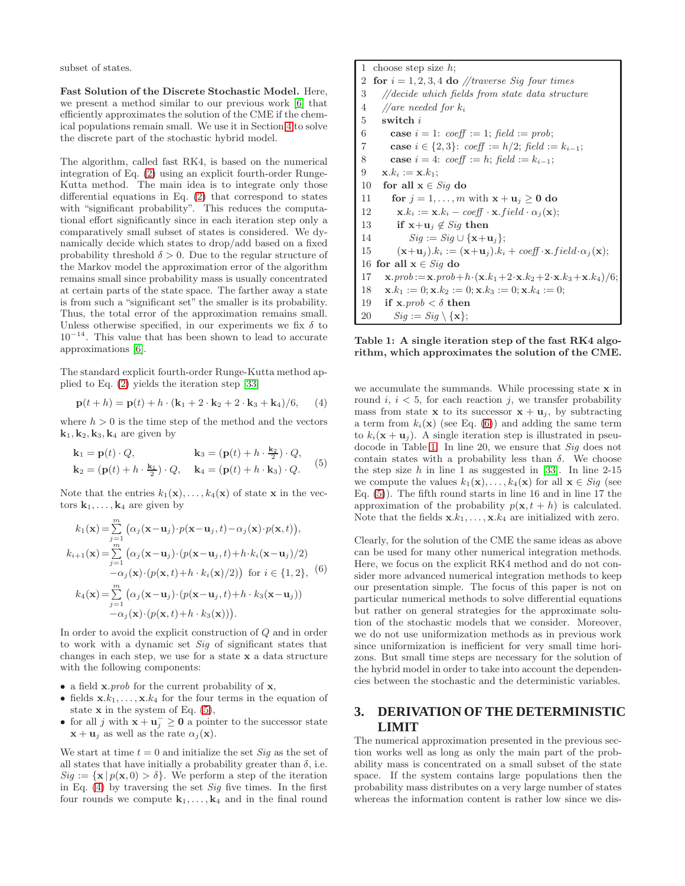subset of states.

**Fast Solution of the Discrete Stochastic Model.** Here, we present a method similar to our previous work [6] that efficiently approximates the solution of the CME if the chemical populations remain small. We use it in Section 4 to solve the discrete part of the stochastic hybrid model.

The algorithm, called fast RK4, is based on the numerical integration of Eq. (2) using an explicit fourth-order Runge-Kutta method. The main idea is to integrate only those differential equations in Eq. (2) that correspond to states with "significant probability". This reduces the computational effort significantly since in each iteration step only a comparatively small subset of states is considered. We dynamically decide which states to drop/add based on a fixed probability threshold $\delta > 0$. Due to the regular structure of the Markov model the approximation error of the algorithm remains small since probability mass is usually concentrated at certain parts of the state space. The farther away a state is from such a "significant set" the smaller is its probability. Thus, the total error of the approximation remains small. Unless otherwise specified, in our experiments we fix $\delta$ to $10^{-14}$. This value that has been shown to lead to accurate approximations [6].

The standard explicit fourth-order Runge-Kutta method applied to Eq. (2) yields the iteration step [33]

$$\mathbf{p}(t+h) = \mathbf{p}(t) + h \cdot (\mathbf{k}_1 + 2\cdot \mathbf{k}_2 + 2 \cdot \mathbf{k}_3 + \mathbf{k}_4)/6, \quad (4)$$

where $h > 0$ is the time step of the method and the vectors $\mathbf{k}_1, \mathbf{k}_2, \mathbf{k}_3, \mathbf{k}_4$ are given by

$$\begin{aligned} \mathbf{k}_1 &= \mathbf{p}(t)\cdot Q, & \mathbf{k}_3 &= (\mathbf{p}(t) + h\cdot \tfrac{\mathbf{k}_2}{2})\cdot Q, \\ \mathbf{k}_2 &= (\mathbf{p}(t) + h\cdot \tfrac{\mathbf{k}_1}{2})\cdot Q, & \mathbf{k}_4 &= (\mathbf{p}(t) + h\cdot \mathbf{k}_3)\cdot Q. \end{aligned} \quad (5)$$

Note that the entries $k_1(\mathbf{x}), \ldots, k_4(\mathbf{x})$ of state $\mathbf{x}$ in the vectors $\mathbf{k}_1, \ldots, \mathbf{k}_4$ are given by

$$\begin{aligned} k_1(\mathbf{x}) &= \sum_{j=1}^{m} \big(\alpha_j(\mathbf{x}-\mathbf{u}_j)\cdot p(\mathbf{x}-\mathbf{u}_j,t) - \alpha_j(\mathbf{x})\cdot p(\mathbf{x},t)\big), \\ k_{i+1}(\mathbf{x}) &= \sum_{j=1}^{m} \big(\alpha_j(\mathbf{x}-\mathbf{u}_j)\cdot (p(\mathbf{x}-\mathbf{u}_j,t) + h\cdot k_i(\mathbf{x}-\mathbf{u}_j)/2) \\ &\quad - \alpha_j(\mathbf{x})\cdot (p(\mathbf{x},t) + h\cdot k_i(\mathbf{x})/2)\big) \text{ for } i\in\{1,2\}, \\ k_4(\mathbf{x}) &= \sum_{j=1}^{m} \big(\alpha_j(\mathbf{x}-\mathbf{u}_j)\cdot (p(\mathbf{x}-\mathbf{u}_j,t) + h\cdot k_3(\mathbf{x}-\mathbf{u}_j)) \\ &\quad - \alpha_j(\mathbf{x})\cdot (p(\mathbf{x},t) + h\cdot k_3(\mathbf{x}))\big). \end{aligned} \quad (6)$$

In order to avoid the explicit construction of $Q$ and in order to work with a dynamic set *Sig* of significant states that changes in each step, we use for a state $\mathbf{x}$ a data structure with the following components:

- a field $\mathbf{x}.prob$ for the current probability of $\mathbf{x}$,
- fields $\mathbf{x}.k_1, \ldots, \mathbf{x}.k_4$ for the four terms in the equation of state $\mathbf{x}$ in the system of Eq. (5),
- for all $j$ with $\mathbf{x} + \mathbf{u}_j^- \geq \mathbf{0}$ a pointer to the successor state $\mathbf{x} + \mathbf{u}_j$ as well as the rate $\alpha_j(\mathbf{x})$.

We start at time $t = 0$ and initialize the set *Sig* as the set of all states that have initially a probability greater than $\delta$, i.e. $Sig := \{\mathbf{x} \mid p(\mathbf{x}, 0) > \delta\}$. We perform a step of the iteration in Eq. (4) by traversing the set *Sig* five times. In the first four rounds we compute $\mathbf{k}_1, \ldots, \mathbf{k}_4$ and in the final round

```
1  choose step size h;
2  for i = 1,2,3,4 do //traverse Sig four times
3    //decide which fields from state data structure
4    //are needed for k_i
5    switch i
6      case i = 1: coeff := 1; field := prob;
7      case i ∈ {2,3}: coeff := h/2; field := k_{i-1};
8      case i = 4: coeff := h; field := k_{i-1};
9    x.k_i := x.k_1;
10   for all x ∈ Sig do
11     for j = 1,...,m with x + u_j ≥ 0 do
12       x.k_i := x.k_i − coeff · x.field · α_j(x);
13       if x+u_j ∉ Sig then
14         Sig := Sig ∪ {x+u_j};
15       (x+u_j).k_i := (x+u_j).k_i + coeff ·x.field·α_j(x);
16 for all x ∈ Sig do
17   x.prob := x.prob + h·(x.k_1 + 2·x.k_2 + 2·x.k_3 + x.k_4)/6;
18   x.k_1 := 0; x.k_2 := 0; x.k_3 := 0; x.k_4 := 0;
19   if x.prob < δ then
20     Sig := Sig \ {x};
```

**Table 1: A single iteration step of the fast RK4 algorithm, which approximates the solution of the CME.**

we accumulate the summands. While processing state $\mathbf{x}$ in round $i$, $i < 5$, for each reaction $j$, we transfer probability mass from state $\mathbf{x}$ to its successor $\mathbf{x} + \mathbf{u}_j$, by subtracting a term from $k_i(\mathbf{x})$ (see Eq. (6)) and adding the same term to $k_i(\mathbf{x} + \mathbf{u}_j)$. A single iteration step is illustrated in pseudocode in Table 1. In line 20, we ensure that *Sig* does not contain states with a probability less than $\delta$. We choose the step size $h$ in line 1 as suggested in [33]. In line 2-15 we compute the values $k_1(\mathbf{x}), \ldots, k_4(\mathbf{x})$ for all $\mathbf{x} \in Sig$ (see Eq. (5)). The fifth round starts in line 16 and in line 17 the approximation of the probability $p(\mathbf{x}, t + h)$ is calculated. Note that the fields $\mathbf{x}.k_1, \ldots, \mathbf{x}.k_4$ are initialized with zero.

Clearly, for the solution of the CME the same ideas as above can be used for many other numerical integration methods. Here, we focus on the explicit RK4 method and do not consider more advanced numerical integration methods to keep our presentation simple. The focus of this paper is not on particular numerical methods to solve differential equations but rather on general strategies for the approximate solution of the stochastic models that we consider. Moreover, we do not use uniformization methods as in previous work since uniformization is inefficient for very small time horizons. But small time steps are necessary for the solution of the hybrid model in order to take into account the dependencies between the stochastic and the deterministic variables.

## 3. DERIVATION OF THE DETERMINISTIC LIMIT

The numerical approximation presented in the previous section works well as long as only the main part of the probability mass is concentrated on a small subset of the state space. If the system contains large populations then the probability mass distributes on a very large number of states whereas the information content is rather low since we dis-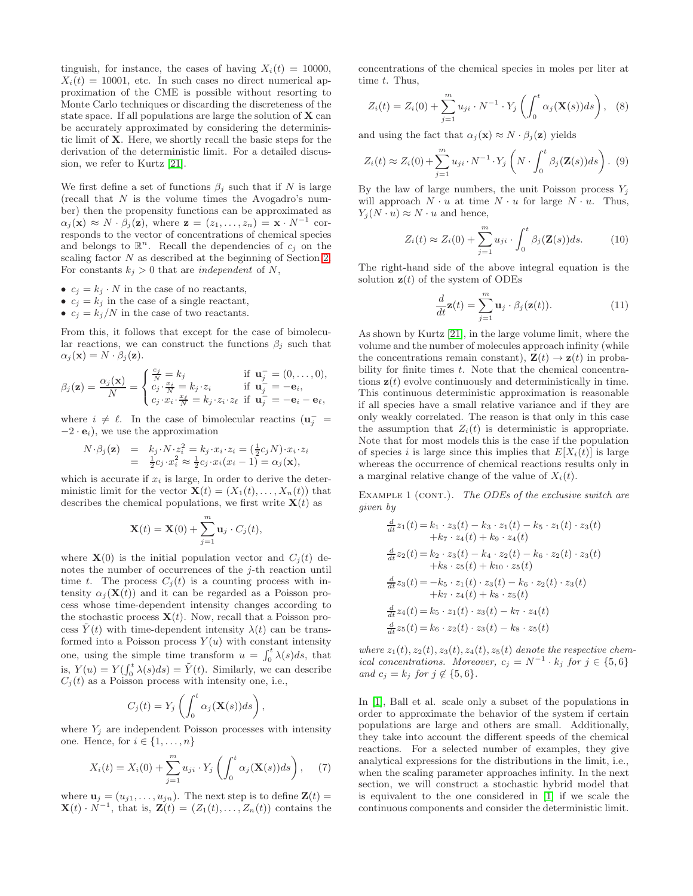tinguish, for instance, the cases of having $X_i(t) = 10000$, $X_i(t) = 10001$, etc. In such cases no direct numerical approximation of the CME is possible without resorting to Monte Carlo techniques or discarding the discreteness of the state space. If all populations are large the solution of $\mathbf{X}$ can be accurately approximated by considering the deterministic limit of $\mathbf{X}$. Here, we shortly recall the basic steps for the derivation of the deterministic limit. For a detailed discussion, we refer to Kurtz [21].

We first define a set of functions $\beta_j$ such that if $N$ is large (recall that $N$ is the volume times the Avogadro's number) then the propensity functions can be approximated as $\alpha_j(\mathbf{x}) \approx N \cdot \beta_j(\mathbf{z})$, where $\mathbf{z} = (z_1, \ldots, z_n) = \mathbf{x} \cdot N^{-1}$ corresponds to the vector of concentrations of chemical species and belongs to $\mathbb{R}^n$. Recall the dependencies of $c_j$ on the scaling factor $N$ as described at the beginning of Section 2. For constants $k_j > 0$ that are *independent* of $N$,

- $c_j = k_j \cdot N$ in the case of no reactants,
- $c_j = k_j$ in the case of a single reactant,
- $c_j = k_j/N$ in the case of two reactants.

From this, it follows that except for the case of bimolecular reactions, we can construct the functions $\beta_j$ such that $\alpha_j(\mathbf{x}) = N \cdot \beta_j(\mathbf{z})$.

$$\beta_j(\mathbf{z}) = \frac{\alpha_j(\mathbf{x})}{N} = \begin{cases} \frac{c_j}{N} = k_j & \text{if } \mathbf{u}_j^- = (0,\ldots,0), \\ c_j \cdot \frac{x_i}{N} = k_j \cdot z_i & \text{if } \mathbf{u}_j^- = -\mathbf{e}_i, \\ c_j \cdot x_i \cdot \frac{x_\ell}{N} = k_j \cdot z_i \cdot z_\ell & \text{if } \mathbf{u}_j^- = -\mathbf{e}_i - \mathbf{e}_\ell, \end{cases}$$

where $i \neq \ell$. In the case of bimolecular reactins ($\mathbf{u}_j^- = -2 \cdot \mathbf{e}_i$), we use the approximation

$$\begin{aligned} N \cdot \beta_j(\mathbf{z}) &= k_j \cdot N \cdot z_i^2 = k_j \cdot x_i \cdot z_i = (\tfrac{1}{2} c_j N) \cdot x_i \cdot z_i \\ &= \tfrac{1}{2} c_j \cdot x_i^2 \approx \tfrac{1}{2} c_j \cdot x_i (x_i - 1) = \alpha_j(\mathbf{x}), \end{aligned}$$

which is accurate if $x_i$ is large, In order to derive the deterministic limit for the vector $\mathbf{X}(t) = (X_1(t), \ldots, X_n(t))$ that describes the chemical populations, we first write $\mathbf{X}(t)$ as

$$\mathbf{X}(t) = \mathbf{X}(0) + \sum_{j=1}^{m} \mathbf{u}_j \cdot C_j(t),$$

where $\mathbf{X}(0)$ is the initial population vector and $C_j(t)$ denotes the number of occurrences of the $j$-th reaction until time $t$. The process $C_j(t)$ is a counting process with intensity $\alpha_j(\mathbf{X}(t))$ and it can be regarded as a Poisson process whose time-dependent intensity changes according to the stochastic process $\mathbf{X}(t)$. Now, recall that a Poisson process $\tilde{Y}(t)$ with time-dependent intensity $\lambda(t)$ can be transformed into a Poisson process $Y(u)$ with constant intensity one, using the simple time transform $u = \int_0^t \lambda(s)ds$, that is, $Y(u) = Y(\int_0^t \lambda(s)ds) = \tilde{Y}(t)$. Similarly, we can describe $C_j(t)$ as a Poisson process with intensity one, i.e.,

$$C_j(t) = Y_j\left(\int_0^t \alpha_j(\mathbf{X}(s))ds\right),$$

where $Y_j$ are independent Poisson processes with intensity one. Hence, for $i \in \{1, \ldots, n\}$

$$X_i(t) = X_i(0) + \sum_{j=1}^{m} u_{ji} \cdot Y_j\left(\int_0^t \alpha_j(\mathbf{X}(s))ds\right), \quad (7)$$

where $\mathbf{u}_j = (u_{j1}, \ldots, u_{jn})$. The next step is to define $\mathbf{Z}(t) = \mathbf{X}(t) \cdot N^{-1}$, that is, $\mathbf{Z}(t) = (Z_1(t), \ldots, Z_n(t))$ contains the concentrations of the chemical species in moles per liter at time $t$. Thus,

$$Z_i(t) = Z_i(0) + \sum_{j=1}^{m} u_{ji} \cdot N^{-1} \cdot Y_j\left(\int_0^t \alpha_j(\mathbf{X}(s))ds\right), \quad (8)$$

and using the fact that $\alpha_j(\mathbf{x}) \approx N \cdot \beta_j(\mathbf{z})$ yields

$$Z_i(t) \approx Z_i(0) + \sum_{j=1}^{m} u_{ji} \cdot N^{-1} \cdot Y_j\left(N \cdot \int_0^t \beta_j(\mathbf{Z}(s))ds\right). \quad (9)$$

By the law of large numbers, the unit Poisson process $Y_j$ will approach $N \cdot u$ at time $N \cdot u$ for large $N \cdot u$. Thus, $Y_j(N \cdot u) \approx N \cdot u$ and hence,

$$Z_i(t) \approx Z_i(0) + \sum_{j=1}^{m} u_{ji} \cdot \int_0^t \beta_j(\mathbf{Z}(s))ds. \quad (10)$$

The right-hand side of the above integral equation is the solution $\mathbf{z}(t)$ of the system of ODEs

$$\frac{d}{dt}\mathbf{z}(t) = \sum_{j=1}^{m} \mathbf{u}_j \cdot \beta_j(\mathbf{z}(t)). \quad (11)$$

As shown by Kurtz [21], in the large volume limit, where the volume and the number of molecules approach infinity (while the concentrations remain constant), $\mathbf{Z}(t) \to \mathbf{z}(t)$ in probability for finite times $t$. Note that the chemical concentrations $\mathbf{z}(t)$ evolve continuously and deterministically in time. This continuous deterministic approximation is reasonable if all species have a small relative variance and if they are only weakly correlated. The reason is that only in this case the assumption that $Z_i(t)$ is deterministic is appropriate. Note that for most models this is the case if the population of species $i$ is large since this implies that $E[X_i(t)]$ is large whereas the occurrence of chemical reactions results only in a marginal relative change of the value of $X_i(t)$.

Example 1 (cont.). *The ODEs of the exclusive switch are given by*

$$\begin{aligned} \tfrac{d}{dt} z_1(t) &= k_1 \cdot z_3(t) - k_3 \cdot z_1(t) - k_5 \cdot z_1(t) \cdot z_3(t) \\ &\quad + k_7 \cdot z_4(t) + k_9 \cdot z_4(t) \\ \tfrac{d}{dt} z_2(t) &= k_2 \cdot z_3(t) - k_4 \cdot z_2(t) - k_6 \cdot z_2(t) \cdot z_3(t) \\ &\quad + k_8 \cdot z_5(t) + k_{10} \cdot z_5(t) \\ \tfrac{d}{dt} z_3(t) &= -k_5 \cdot z_1(t) \cdot z_3(t) - k_6 \cdot z_2(t) \cdot z_3(t) \\ &\quad + k_7 \cdot z_4(t) + k_8 \cdot z_5(t) \\ \tfrac{d}{dt} z_4(t) &= k_5 \cdot z_1(t) \cdot z_3(t) - k_7 \cdot z_4(t) \\ \tfrac{d}{dt} z_5(t) &= k_6 \cdot z_2(t) \cdot z_3(t) - k_8 \cdot z_5(t) \end{aligned}$$

*where $z_1(t), z_2(t), z_3(t), z_4(t), z_5(t)$ denote the respective chemical concentrations. Moreover, $c_j = N^{-1} \cdot k_j$ for $j \in \{5, 6\}$ and $c_j = k_j$ for $j \notin \{5, 6\}$.*

In [1], Ball et al. scale only a subset of the populations in order to approximate the behavior of the system if certain populations are large and others are small. Additionally, they take into account the different speeds of the chemical reactions. For a selected number of examples, they give analytical expressions for the distributions in the limit, i.e., when the scaling parameter approaches infinity. In the next section, we will construct a stochastic hybrid model that is equivalent to the one considered in [1] if we scale the continuous components and consider the deterministic limit.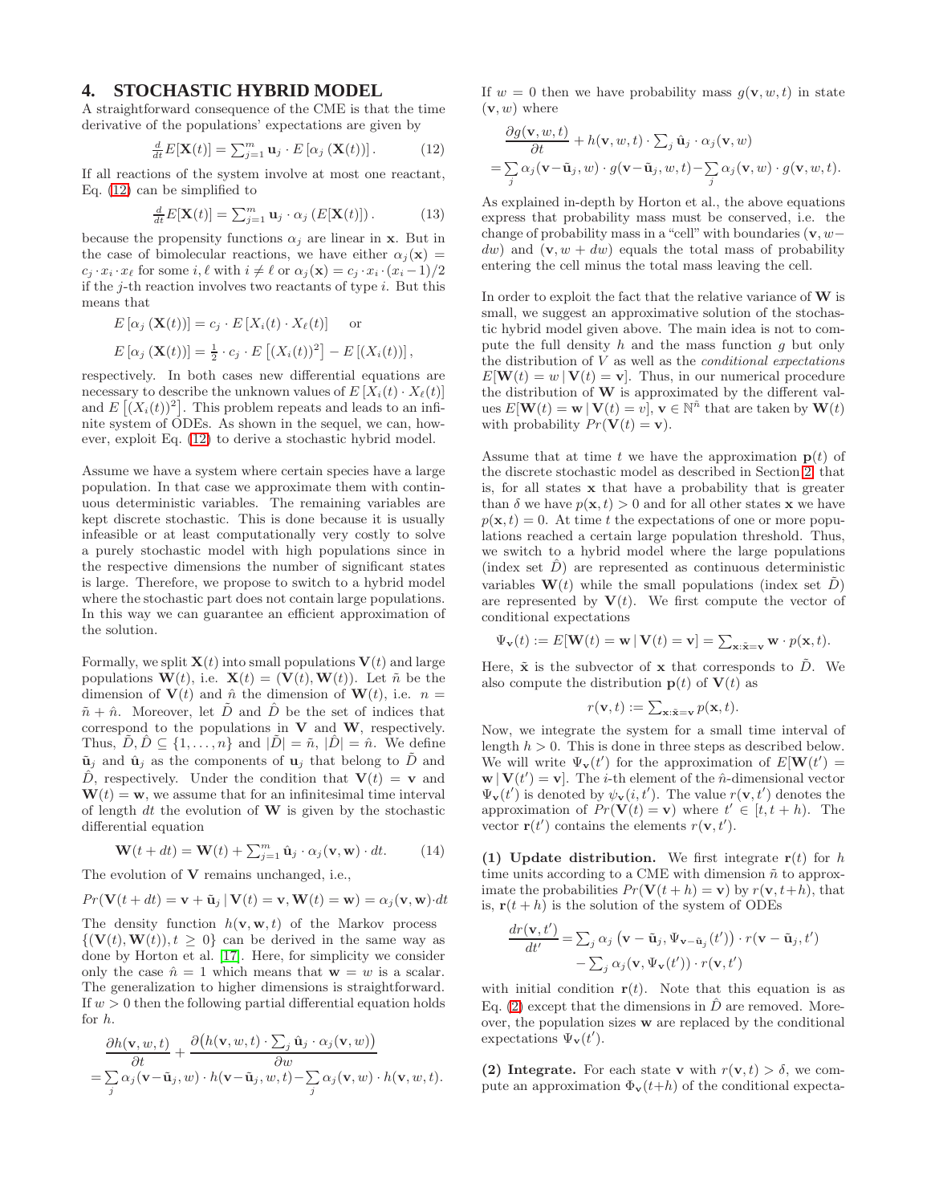## 4. STOCHASTIC HYBRID MODEL

A straightforward consequence of the CME is that the time derivative of the populations' expectations are given by

$$\tfrac{d}{dt}E[\mathbf{X}(t)] = \textstyle\sum_{j=1}^{m} \mathbf{u}_j \cdot E\left[\alpha_j\left(\mathbf{X}(t)\right)\right]. \qquad (12)$$

If all reactions of the system involve at most one reactant, Eq. (12) can be simplified to

$$\tfrac{d}{dt}E[\mathbf{X}(t)] = \textstyle\sum_{j=1}^{m} \mathbf{u}_j \cdot \alpha_j\left(E[\mathbf{X}(t)]\right). \qquad (13)$$

because the propensity functions $\alpha_j$ are linear in $\mathbf{x}$. But in the case of bimolecular reactions, we have either $\alpha_j(\mathbf{x}) = c_j \cdot x_i \cdot x_\ell$ for some $i, \ell$ with $i \neq \ell$ or $\alpha_j(\mathbf{x}) = c_j \cdot x_i \cdot (x_i - 1)/2$ if the $j$-th reaction involves two reactants of type $i$. But this means that

$$E\left[\alpha_j\left(\mathbf{X}(t)\right)\right] = c_j \cdot E\left[X_i(t) \cdot X_\ell(t)\right] \quad \text{or}$$

$$E\left[\alpha_j\left(\mathbf{X}(t)\right)\right] = \tfrac{1}{2} \cdot c_j \cdot E\left[(X_i(t))^2\right] - E\left[(X_i(t))\right],$$

respectively. In both cases new differential equations are necessary to describe the unknown values of $E\left[X_i(t) \cdot X_\ell(t)\right]$ and $E\left[(X_i(t))^2\right]$. This problem repeats and leads to an infinite system of ODEs. As shown in the sequel, we can, however, exploit Eq. (12) to derive a stochastic hybrid model.

Assume we have a system where certain species have a large population. In that case we approximate them with continuous deterministic variables. The remaining variables are kept discrete stochastic. This is done because it is usually infeasible or at least computationally very costly to solve a purely stochastic model with high populations since in the respective dimensions the number of significant states is large. Therefore, we propose to switch to a hybrid model where the stochastic part does not contain large populations. In this way we can guarantee an efficient approximation of the solution.

Formally, we split $\mathbf{X}(t)$ into small populations $\mathbf{V}(t)$ and large populations $\mathbf{W}(t)$, i.e. $\mathbf{X}(t) = (\mathbf{V}(t), \mathbf{W}(t))$. Let $\tilde{n}$ be the dimension of $\mathbf{V}(t)$ and $\hat{n}$ the dimension of $\mathbf{W}(t)$, i.e. $n = \tilde{n} + \hat{n}$. Moreover, let $\tilde{D}$ and $\hat{D}$ be the set of indices that correspond to the populations in $\mathbf{V}$ and $\mathbf{W}$, respectively. Thus, $\tilde{D}, \hat{D} \subseteq \{1, \ldots, n\}$ and $|\tilde{D}| = \tilde{n}$, $|\hat{D}| = \hat{n}$. We define $\tilde{\mathbf{u}}_j$ and $\hat{\mathbf{u}}_j$ as the components of $\mathbf{u}_j$ that belong to $\tilde{D}$ and $\hat{D}$, respectively. Under the condition that $\mathbf{V}(t) = \mathbf{v}$ and $\mathbf{W}(t) = \mathbf{w}$, we assume that for an infinitesimal time interval of length $dt$ the evolution of $\mathbf{W}$ is given by the stochastic differential equation

$$\mathbf{W}(t + dt) = \mathbf{W}(t) + \textstyle\sum_{j=1}^{m} \hat{\mathbf{u}}_j \cdot \alpha_j(\mathbf{v}, \mathbf{w}) \cdot dt. \qquad (14)$$

The evolution of $\mathbf{V}$ remains unchanged, i.e.,

$$Pr(\mathbf{V}(t + dt) = \mathbf{v} + \tilde{\mathbf{u}}_j \mid \mathbf{V}(t) = \mathbf{v}, \mathbf{W}(t) = \mathbf{w}) = \alpha_j(\mathbf{v}, \mathbf{w}) \cdot dt$$

The density function $h(\mathbf{v}, w, t)$ of the Markov process $\{(\mathbf{V}(t), \mathbf{W}(t)), t \geq 0\}$ can be derived in the same way as done by Horton et al. [17]. Here, for simplicity we consider only the case $\hat{n} = 1$ which means that $\mathbf{w} = w$ is a scalar. The generalization to higher dimensions is straightforward. If $w > 0$ then the following partial differential equation holds for $h$.

$$\frac{\partial h(\mathbf{v}, w, t)}{\partial t} + \frac{\partial \left(h(\mathbf{v}, w, t) \cdot \sum_j \hat{\mathbf{u}}_j \cdot \alpha_j(\mathbf{v}, w)\right)}{\partial w}$$
$$= \sum_j \alpha_j(\mathbf{v} - \tilde{\mathbf{u}}_j, w) \cdot h(\mathbf{v} - \tilde{\mathbf{u}}_j, w, t) - \sum_j \alpha_j(\mathbf{v}, w) \cdot h(\mathbf{v}, w, t).$$

If $w = 0$ then we have probability mass $g(\mathbf{v}, w, t)$ in state $(\mathbf{v}, w)$ where

$$\frac{\partial g(\mathbf{v}, w, t)}{\partial t} + h(\mathbf{v}, w, t) \cdot \textstyle\sum_j \hat{\mathbf{u}}_j \cdot \alpha_j(\mathbf{v}, w)$$
$$= \sum_j \alpha_j(\mathbf{v} - \tilde{\mathbf{u}}_j, w) \cdot g(\mathbf{v} - \tilde{\mathbf{u}}_j, w, t) - \sum_j \alpha_j(\mathbf{v}, w) \cdot g(\mathbf{v}, w, t).$$

As explained in-depth by Horton et al., the above equations express that probability mass must be conserved, i.e. the change of probability mass in a "cell" with boundaries $(\mathbf{v}, w - dw)$ and $(\mathbf{v}, w + dw)$ equals the total mass of probability entering the cell minus the total mass leaving the cell.

In order to exploit the fact that the relative variance of $\mathbf{W}$ is small, we suggest an approximative solution of the stochastic hybrid model given above. The main idea is not to compute the full density $h$ and the mass function $g$ but only the distribution of $V$ as well as the *conditional expectations* $E[\mathbf{W}(t) = w \mid \mathbf{V}(t) = \mathbf{v}]$. Thus, in our numerical procedure the distribution of $\mathbf{W}$ is approximated by the different values $E[\mathbf{W}(t) = \mathbf{w} \mid \mathbf{V}(t) = v]$, $\mathbf{v} \in \mathbb{N}^{\tilde{n}}$ that are taken by $\mathbf{W}(t)$ with probability $Pr(\mathbf{V}(t) = \mathbf{v})$.

Assume that at time $t$ we have the approximation $\mathbf{p}(t)$ of the discrete stochastic model as described in Section 2, that is, for all states $\mathbf{x}$ that have a probability that is greater than $\delta$ we have $p(\mathbf{x}, t) > 0$ and for all other states $\mathbf{x}$ we have $p(\mathbf{x}, t) = 0$. At time $t$ the expectations of one or more populations reached a certain large population threshold. Thus, we switch to a hybrid model where the large populations (index set $\hat{D}$) are represented as continuous deterministic variables $\mathbf{W}(t)$ while the small populations (index set $\tilde{D}$) are represented by $\mathbf{V}(t)$. We first compute the vector of conditional expectations

$$\Psi_{\mathbf{v}}(t) := E[\mathbf{W}(t) = \mathbf{w} \mid \mathbf{V}(t) = \mathbf{v}] = \textstyle\sum_{\mathbf{x}: \tilde{\mathbf{x}} = \mathbf{v}} \mathbf{w} \cdot p(\mathbf{x}, t).$$

Here, $\tilde{\mathbf{x}}$ is the subvector of $\mathbf{x}$ that corresponds to $\tilde{D}$. We also compute the distribution $\mathbf{p}(t)$ of $\mathbf{V}(t)$ as

$$r(\mathbf{v}, t) := \textstyle\sum_{\mathbf{x}: \tilde{\mathbf{x}} = \mathbf{v}} p(\mathbf{x}, t).$$

Now, we integrate the system for a small time interval of length $h > 0$. This is done in three steps as described below. We will write $\Psi_{\mathbf{v}}(t')$ for the approximation of $E[\mathbf{W}(t') = \mathbf{w} \mid \mathbf{V}(t') = \mathbf{v}]$. The $i$-th element of the $\hat{n}$-dimensional vector $\Psi_{\mathbf{v}}(t')$ is denoted by $\psi_{\mathbf{v}}(i, t')$. The value $r(\mathbf{v}, t')$ denotes the approximation of $Pr(\mathbf{V}(t) = \mathbf{v})$ where $t' \in [t, t + h)$. The vector $\mathbf{r}(t')$ contains the elements $r(\mathbf{v}, t')$.

**(1) Update distribution.** We first integrate $\mathbf{r}(t)$ for $h$ time units according to a CME with dimension $\tilde{n}$ to approximate the probabilities $Pr(\mathbf{V}(t + h) = \mathbf{v})$ by $r(\mathbf{v}, t + h)$, that is, $\mathbf{r}(t + h)$ is the solution of the system of ODEs

$$\frac{dr(\mathbf{v}, t')}{dt'} = \textstyle\sum_j \alpha_j\left(\mathbf{v} - \tilde{\mathbf{u}}_j, \Psi_{\mathbf{v} - \tilde{\mathbf{u}}_j}(t')\right) \cdot r(\mathbf{v} - \tilde{\mathbf{u}}_j, t')$$
$$- \textstyle\sum_j \alpha_j(\mathbf{v}, \Psi_{\mathbf{v}}(t')) \cdot r(\mathbf{v}, t')$$

with initial condition $\mathbf{r}(t)$. Note that this equation is as Eq. (2) except that the dimensions in $\hat{D}$ are removed. Moreover, the population sizes $\mathbf{w}$ are replaced by the conditional expectations $\Psi_{\mathbf{v}}(t')$.

**(2) Integrate.** For each state $\mathbf{v}$ with $r(\mathbf{v}, t) > \delta$, we compute an approximation $\Phi_{\mathbf{v}}(t+h)$ of the conditional expecta-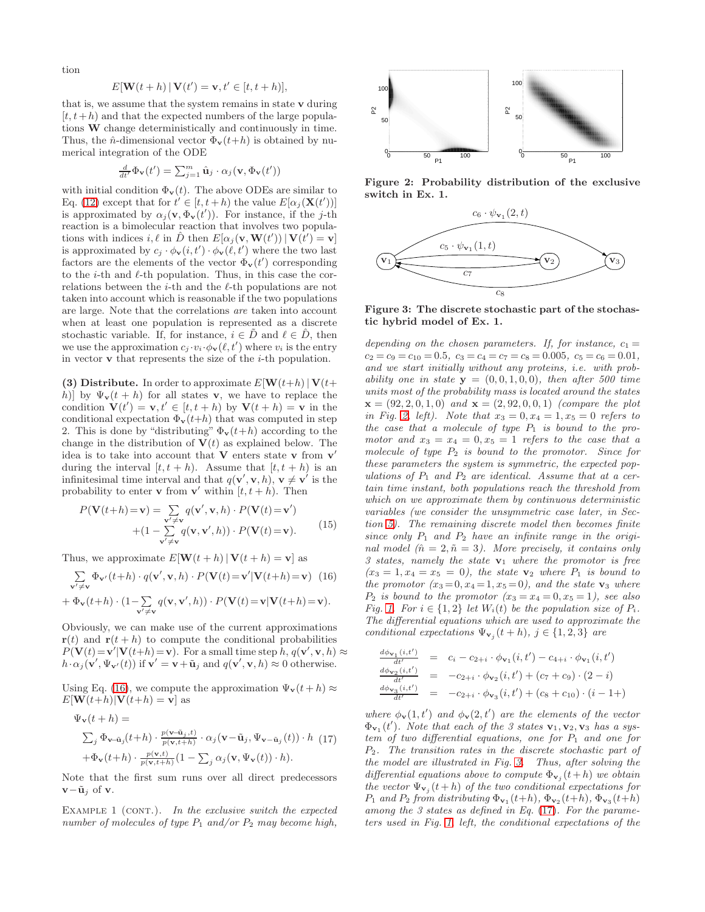tion

$$E[\mathbf{W}(t+h) \,|\, \mathbf{V}(t') = \mathbf{v}, t' \in [t, t+h)],$$

that is, we assume that the system remains in state $\mathbf{v}$ during $[t, t+h)$ and that the expected numbers of the large populations $\mathbf{W}$ change deterministically and continuously in time. Thus, the $\hat{n}$-dimensional vector $\Phi_{\mathbf{v}}(t+h)$ is obtained by numerical integration of the ODE

$$\tfrac{d}{dt'}\Phi_{\mathbf{v}}(t') = \textstyle\sum_{j=1}^{m} \hat{\mathbf{u}}_j \cdot \alpha_j(\mathbf{v}, \Phi_{\mathbf{v}}(t'))$$

with initial condition $\Phi_{\mathbf{v}}(t)$. The above ODEs are similar to Eq. (12) except that for $t' \in [t, t+h)$ the value $E[\alpha_j(\mathbf{X}(t'))]$ is approximated by $\alpha_j(\mathbf{v}, \Phi_{\mathbf{v}}(t'))$. For instance, if the $j$-th reaction is a bimolecular reaction that involves two populations with indices $i, \ell$ in $\hat{D}$ then $E[\alpha_j(\mathbf{v}, \mathbf{W}(t')) \,|\, \mathbf{V}(t') = \mathbf{v}]$ is approximated by $c_j \cdot \phi_{\mathbf{v}}(i, t') \cdot \phi_{\mathbf{v}}(\ell, t')$ where the two last factors are the elements of the vector $\Phi_{\mathbf{v}}(t')$ corresponding to the $i$-th and $\ell$-th population. Thus, in this case the correlations between the $i$-th and the $\ell$-th populations are not taken into account which is reasonable if the two populations are large. Note that the correlations *are* taken into account when at least one population is represented as a discrete stochastic variable. If, for instance, $i \in \tilde{D}$ and $\ell \in \hat{D}$, then we use the approximation $c_j \cdot v_i \cdot \phi_{\mathbf{v}}(\ell, t')$ where $v_i$ is the entry in vector $\mathbf{v}$ that represents the size of the $i$-th population.

**(3) Distribute.** In order to approximate $E[\mathbf{W}(t+h) \,|\, \mathbf{V}(t+h)]$ by $\Psi_{\mathbf{v}}(t+h)$ for all states $\mathbf{v}$, we have to replace the condition $\mathbf{V}(t') = \mathbf{v}, t' \in [t, t+h)$ by $\mathbf{V}(t+h) = \mathbf{v}$ in the conditional expectation $\Phi_{\mathbf{v}}(t+h)$ that was computed in step 2. This is done by "distributing" $\Phi_{\mathbf{v}}(t+h)$ according to the change in the distribution of $\mathbf{V}(t)$ as explained below. The idea is to take into account that $\mathbf{V}$ enters state $\mathbf{v}$ from $\mathbf{v}'$ during the interval $[t, t+h)$. Assume that $[t, t+h)$ is an infinitesimal time interval and that $q(\mathbf{v}', \mathbf{v}, h)$, $\mathbf{v} \neq \mathbf{v}'$ is the probability to enter $\mathbf{v}$ from $\mathbf{v}'$ within $[t, t+h)$. Then

$$\begin{aligned} P(\mathbf{V}(t+h) = \mathbf{v}) = & \sum_{\mathbf{v}' \neq \mathbf{v}} q(\mathbf{v}', \mathbf{v}, h) \cdot P(\mathbf{V}(t) = \mathbf{v}') \\ & + (1 - \sum_{\mathbf{v}' \neq \mathbf{v}} q(\mathbf{v}, \mathbf{v}', h)) \cdot P(\mathbf{V}(t) = \mathbf{v}). \end{aligned} \tag{15}$$

Thus, we approximate $E[\mathbf{W}(t+h) \,|\, \mathbf{V}(t+h) = \mathbf{v}]$ as

$$\begin{aligned} & \sum_{\mathbf{v}' \neq \mathbf{v}} \Phi_{\mathbf{v}'}(t+h) \cdot q(\mathbf{v}', \mathbf{v}, h) \cdot P(\mathbf{V}(t) = \mathbf{v}' | \mathbf{V}(t+h) = \mathbf{v}) \\ & + \Phi_{\mathbf{v}}(t+h) \cdot (1 - \sum_{\mathbf{v}' \neq \mathbf{v}} q(\mathbf{v}, \mathbf{v}', h)) \cdot P(\mathbf{V}(t) = \mathbf{v} | \mathbf{V}(t+h) = \mathbf{v}). \end{aligned} \tag{16}$$

Obviously, we can make use of the current approximations $\mathbf{r}(t)$ and $\mathbf{r}(t+h)$ to compute the conditional probabilities $P(\mathbf{V}(t) = \mathbf{v}' | \mathbf{V}(t+h) = \mathbf{v})$. For a small time step $h$, $q(\mathbf{v}', \mathbf{v}, h) \approx h \cdot \alpha_j(\mathbf{v}', \Psi_{\mathbf{v}'}(t))$ if $\mathbf{v}' = \mathbf{v} + \tilde{\mathbf{u}}_j$ and $q(\mathbf{v}', \mathbf{v}, h) \approx 0$ otherwise.

Using Eq. (16), we compute the approximation $\Psi_{\mathbf{v}}(t+h) \approx E[\mathbf{W}(t+h) | \mathbf{V}(t+h) = \mathbf{v}]$ as

$$\begin{aligned} & \Psi_{\mathbf{v}}(t+h) = \\ & \textstyle\sum_j \Phi_{\mathbf{v}-\tilde{\mathbf{u}}_j}(t+h) \cdot \frac{p(\mathbf{v}-\tilde{\mathbf{u}}_j, t)}{p(\mathbf{v}, t+h)} \cdot \alpha_j(\mathbf{v}-\tilde{\mathbf{u}}_j, \Psi_{\mathbf{v}-\tilde{\mathbf{u}}_j}(t)) \cdot h \\ & + \Phi_{\mathbf{v}}(t+h) \cdot \frac{p(\mathbf{v}, t)}{p(\mathbf{v}, t+h)} (1 - \textstyle\sum_j \alpha_j(\mathbf{v}, \Psi_{\mathbf{v}}(t)) \cdot h). \end{aligned} \tag{17}$$

Note that the first sum runs over all direct predecessors $\mathbf{v} - \tilde{\mathbf{u}}_j$ of $\mathbf{v}$.

Example 1 (cont.). *In the exclusive switch the expected number of molecules of type $P_1$ and/or $P_2$ may become high, depending on the chosen parameters. If, for instance, $c_1 = c_2 = c_9 = c_{10} = 0.5$, $c_3 = c_4 = c_7 = c_8 = 0.005$, $c_5 = c_6 = 0.01$, and we start initially without any proteins, i.e. with probability one in state $\mathbf{y} = (0, 0, 1, 0, 0)$, then after 500 time units most of the probability mass is located around the states $\mathbf{x} = (92, 2, 0, 1, 0)$ and $\mathbf{x} = (2, 92, 0, 0, 1)$ (compare the plot in Fig. 2, left). Note that $x_3 = 0, x_4 = 1, x_5 = 0$ refers to the case that a molecule of type $P_1$ is bound to the promotor and $x_3 = x_4 = 0, x_5 = 1$ refers to the case that a molecule of type $P_2$ is bound to the promotor. Since for these parameters the system is symmetric, the expected populations of $P_1$ and $P_2$ are identical. Assume that at a certain time instant, both populations reach the threshold from which on we approximate them by continuous deterministic variables (we consider the unsymmetric case later, in Section 5). The remaining discrete model then becomes finite since only $P_1$ and $P_2$ have an infinite range in the original model ($\hat{n} = 2, \tilde{n} = 3$). More precisely, it contains only 3 states, namely the state $\mathbf{v}_1$ where the promotor is free ($x_3 = 1, x_4 = x_5 = 0$), the state $\mathbf{v}_2$ where $P_1$ is bound to the promotor ($x_3 = 0, x_4 = 1, x_5 = 0$), and the state $\mathbf{v}_3$ where $P_2$ is bound to the promotor ($x_3 = x_4 = 0, x_5 = 1$), see also Fig. 1. For $i \in \{1, 2\}$ let $W_i(t)$ be the population size of $P_i$. The differential equations which are used to approximate the conditional expectations $\Psi_{\mathbf{v}_j}(t+h)$, $j \in \{1, 2, 3\}$ are*

$$\begin{aligned} \tfrac{d\phi_{\mathbf{v}_1}(i,t')}{dt'} &= c_i - c_{2+i} \cdot \phi_{\mathbf{v}_1}(i, t') - c_{4+i} \cdot \phi_{\mathbf{v}_1}(i, t') \\ \tfrac{d\phi_{\mathbf{v}_2}(i,t')}{dt'} &= -c_{2+i} \cdot \phi_{\mathbf{v}_2}(i, t') + (c_7 + c_9) \cdot (2 - i) \\ \tfrac{d\phi_{\mathbf{v}_3}(i,t')}{dt'} &= -c_{2+i} \cdot \phi_{\mathbf{v}_3}(i, t') + (c_8 + c_{10}) \cdot (i - 1 +) \end{aligned}$$

*where $\phi_{\mathbf{v}}(1, t')$ and $\phi_{\mathbf{v}}(2, t')$ are the elements of the vector $\Phi_{\mathbf{v}_1}(t')$. Note that each of the 3 states $\mathbf{v}_1, \mathbf{v}_2, \mathbf{v}_3$ has a system of two differential equations, one for $P_1$ and one for $P_2$. The transition rates in the discrete stochastic part of the model are illustrated in Fig. 3. Thus, after solving the differential equations above to compute $\Phi_{\mathbf{v}_j}(t+h)$ we obtain the vector $\Psi_{\mathbf{v}_j}(t+h)$ of the two conditional expectations for $P_1$ and $P_2$ from distributing $\Phi_{\mathbf{v}_1}(t+h)$, $\Phi_{\mathbf{v}_2}(t+h)$, $\Phi_{\mathbf{v}_3}(t+h)$ among the 3 states as defined in Eq. (17). For the parameters used in Fig. 1, left, the conditional expectations of the*

**Figure 2: Probability distribution of the exclusive switch in Ex. 1.**

**Figure 3: The discrete stochastic part of the stochastic hybrid model of Ex. 1.**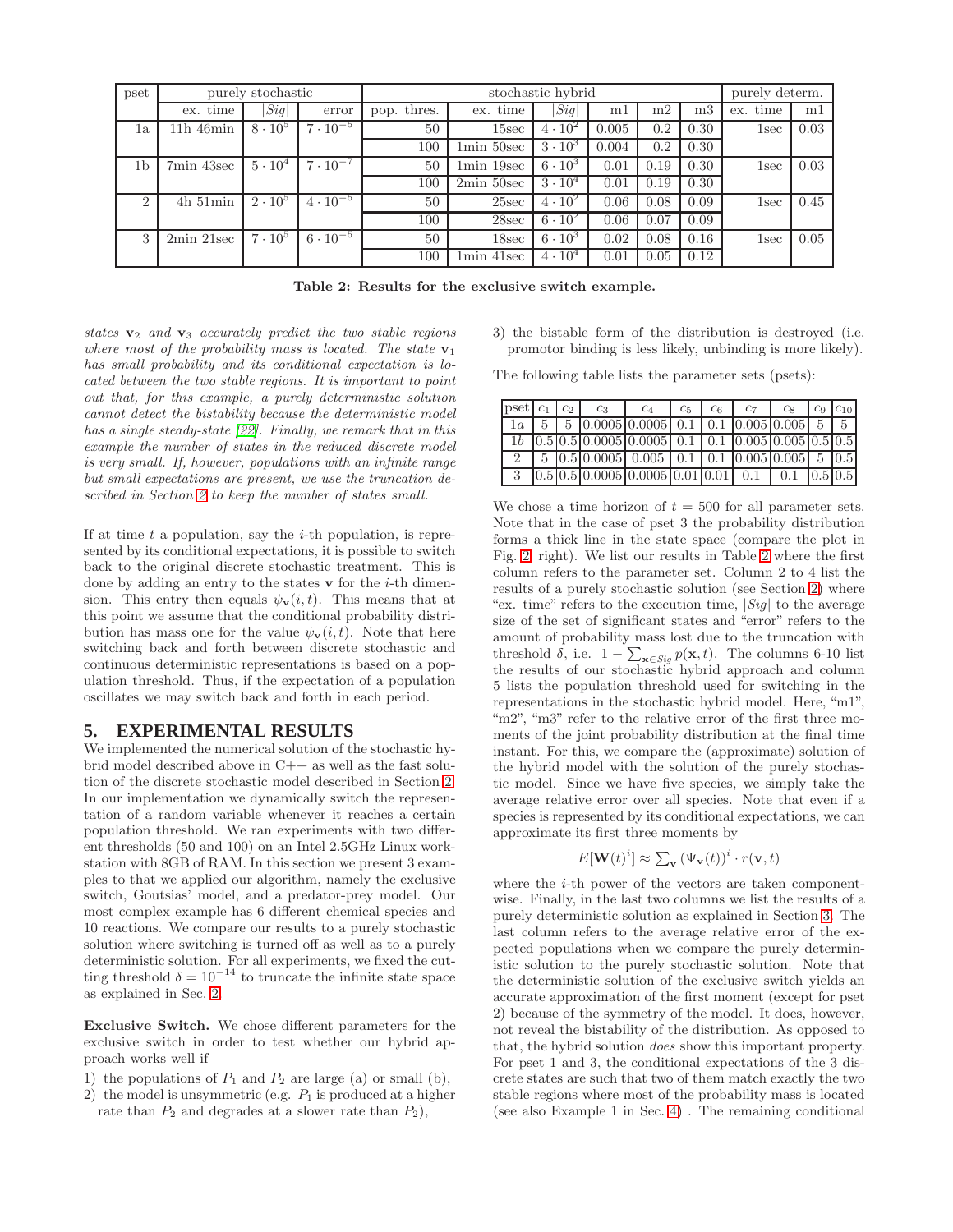| pset | purely stochastic | | | stochastic hybrid | | | | | | purely determ. | |
|---|---|---|---|---|---|---|---|---|---|---|---|
| | ex. time | $\|Sig\|$ | error | pop. thres. | ex. time | $\|Sig\|$ | m1 | m2 | m3 | ex. time | m1 |
| 1a | 11h 46min | $8 \cdot 10^5$ | $7 \cdot 10^{-5}$ | 50 | 15sec | $4 \cdot 10^2$ | 0.005 | 0.2 | 0.30 | 1sec | 0.03 |
| | | | | 100 | 1min 50sec | $3 \cdot 10^3$ | 0.004 | 0.2 | 0.30 | | |
| 1b | 7min 43sec | $5 \cdot 10^4$ | $7 \cdot 10^{-7}$ | 50 | 1min 19sec | $6 \cdot 10^3$ | 0.01 | 0.19 | 0.30 | 1sec | 0.03 |
| | | | | 100 | 2min 50sec | $3 \cdot 10^4$ | 0.01 | 0.19 | 0.30 | | |
| 2 | 4h 51min | $2 \cdot 10^5$ | $4 \cdot 10^{-5}$ | 50 | 25sec | $4 \cdot 10^2$ | 0.06 | 0.08 | 0.09 | 1sec | 0.45 |
| | | | | 100 | 28sec | $6 \cdot 10^2$ | 0.06 | 0.07 | 0.09 | | |
| 3 | 2min 21sec | $7 \cdot 10^5$ | $6 \cdot 10^{-5}$ | 50 | 18sec | $6 \cdot 10^3$ | 0.02 | 0.08 | 0.16 | 1sec | 0.05 |
| | | | | 100 | 1min 41sec | $4 \cdot 10^4$ | 0.01 | 0.05 | 0.12 | | |

**Table 2: Results for the exclusive switch example.**

*states $\mathbf{v}_2$ and $\mathbf{v}_3$ accurately predict the two stable regions where most of the probability mass is located. The state $\mathbf{v}_1$ has small probability and its conditional expectation is located between the two stable regions. It is important to point out that, for this example, a purely deterministic solution cannot detect the bistability because the deterministic model has a single steady-state [22]. Finally, we remark that in this example the number of states in the reduced discrete model is very small. If, however, populations with an infinite range but small expectations are present, we use the truncation described in Section 2 to keep the number of states small.*

If at time $t$ a population, say the $i$-th population, is represented by its conditional expectations, it is possible to switch back to the original discrete stochastic treatment. This is done by adding an entry to the states $\mathbf{v}$ for the $i$-th dimension. This entry then equals $\psi_{\mathbf{v}}(i, t)$. This means that at this point we assume that the conditional probability distribution has mass one for the value $\psi_{\mathbf{v}}(i, t)$. Note that here switching back and forth between discrete stochastic and continuous deterministic representations is based on a population threshold. Thus, if the expectation of a population oscillates we may switch back and forth in each period.

## 5. EXPERIMENTAL RESULTS

We implemented the numerical solution of the stochastic hybrid model described above in C++ as well as the fast solution of the discrete stochastic model described in Section 2. In our implementation we dynamically switch the representation of a random variable whenever it reaches a certain population threshold. We ran experiments with two different thresholds (50 and 100) on an Intel 2.5GHz Linux workstation with 8GB of RAM. In this section we present 3 examples to that we applied our algorithm, namely the exclusive switch, Goutsias' model, and a predator-prey model. Our most complex example has 6 different chemical species and 10 reactions. We compare our results to a purely stochastic solution where switching is turned off as well as to a purely deterministic solution. For all experiments, we fixed the cutting threshold $\delta = 10^{-14}$ to truncate the infinite state space as explained in Sec. 2.

**Exclusive Switch.** We chose different parameters for the exclusive switch in order to test whether our hybrid approach works well if

1) the populations of $P_1$ and $P_2$ are large (a) or small (b),
2) the model is unsymmetric (e.g. $P_1$ is produced at a higher rate than $P_2$ and degrades at a slower rate than $P_2$),
3) the bistable form of the distribution is destroyed (i.e. promotor binding is less likely, unbinding is more likely).

The following table lists the parameter sets (psets):

| pset | $c_1$ | $c_2$ | $c_3$ | $c_4$ | $c_5$ | $c_6$ | $c_7$ | $c_8$ | $c_9$ | $c_{10}$ |
|---|---|---|---|---|---|---|---|---|---|---|
| $1a$ | 5 | 5 | 0.0005 | 0.0005 | 0.1 | 0.1 | 0.005 | 0.005 | 5 | 5 |
| $1b$ | 0.5 | 0.5 | 0.0005 | 0.0005 | 0.1 | 0.1 | 0.005 | 0.005 | 0.5 | 0.5 |
| 2 | 5 | 0.5 | 0.0005 | 0.005 | 0.1 | 0.1 | 0.005 | 0.005 | 5 | 0.5 |
| 3 | 0.5 | 0.5 | 0.0005 | 0.0005 | 0.01 | 0.01 | 0.1 | 0.1 | 0.5 | 0.5 |

We chose a time horizon of $t = 500$ for all parameter sets. Note that in the case of pset 3 the probability distribution forms a thick line in the state space (compare the plot in Fig. 2, right). We list our results in Table 2 where the first column refers to the parameter set. Column 2 to 4 list the results of a purely stochastic solution (see Section 2) where "ex. time" refers to the execution time, $|Sig|$ to the average size of the set of significant states and "error" refers to the amount of probability mass lost due to the truncation with threshold $\delta$, i.e. $1 - \sum_{\mathbf{x} \in Sig} p(\mathbf{x}, t)$. The columns 6-10 list the results of our stochastic hybrid approach and column 5 lists the population threshold used for switching in the representations in the stochastic hybrid model. Here, "m1", "m2", "m3" refer to the relative error of the first three moments of the joint probability distribution at the final time instant. For this, we compare the (approximate) solution of the hybrid model with the solution of the purely stochastic model. Since we have five species, we simply take the average relative error over all species. Note that even if a species is represented by its conditional expectations, we can approximate its first three moments by

$$E[\mathbf{W}(t)^i] \approx \sum_{\mathbf{v}} (\Psi_{\mathbf{v}}(t))^i \cdot r(\mathbf{v}, t)$$

where the $i$-th power of the vectors are taken componentwise. Finally, in the last two columns we list the results of a purely deterministic solution as explained in Section 3. The last column refers to the average relative error of the expected populations when we compare the purely deterministic solution to the purely stochastic solution. Note that the deterministic solution of the exclusive switch yields an accurate approximation of the first moment (except for pset 2) because of the symmetry of the model. It does, however, not reveal the bistability of the distribution. As opposed to that, the hybrid solution *does* show this important property. For pset 1 and 3, the conditional expectations of the 3 discrete states are such that two of them match exactly the two stable regions where most of the probability mass is located (see also Example 1 in Sec. 4) . The remaining conditional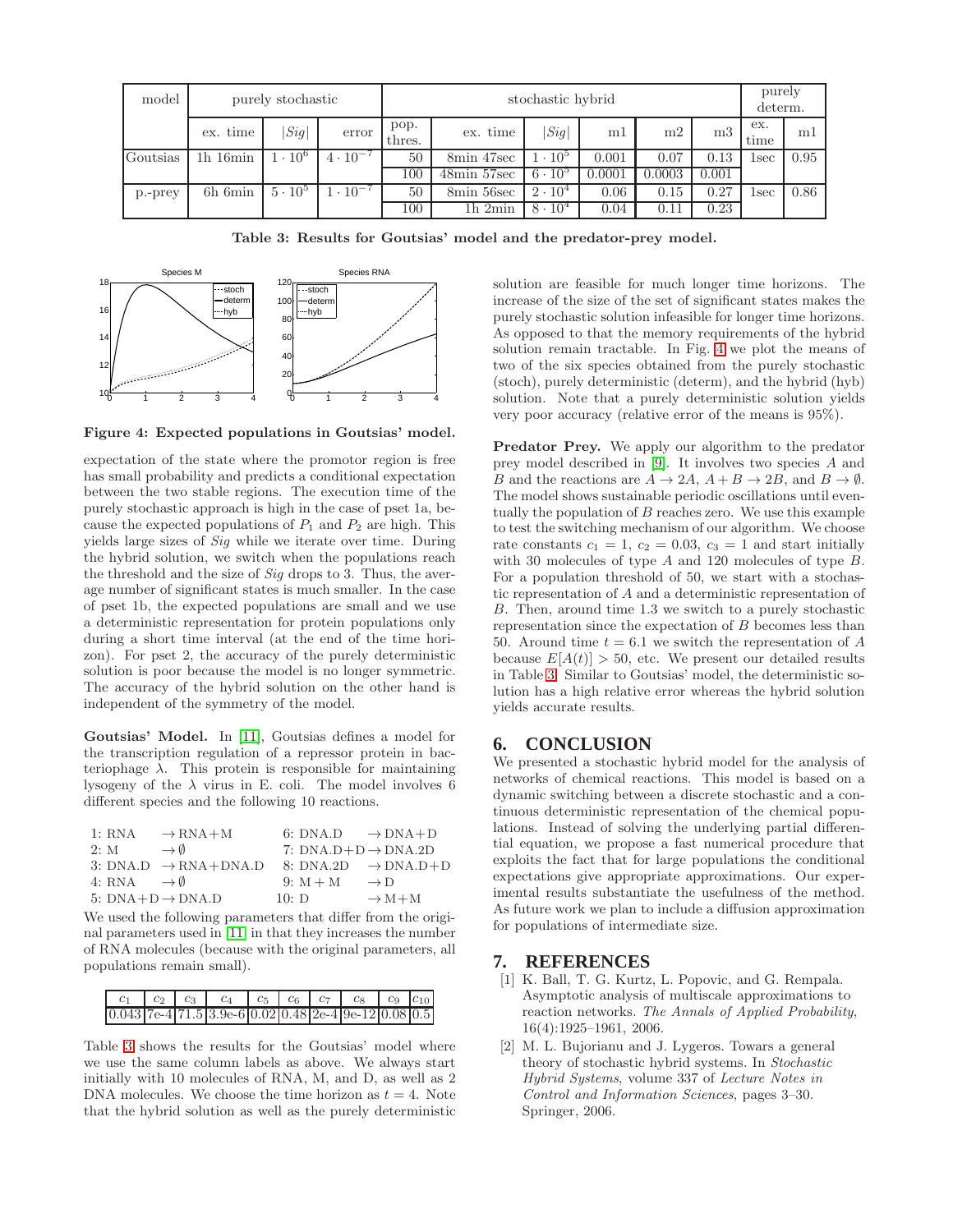| model | purely stochastic | | | stochastic hybrid | | | | | | purely determ. | |
|---|---|---|---|---|---|---|---|---|---|---|---|
| | ex. time | $\lvert Sig \rvert$ | error | pop. thres. | ex. time | $\lvert Sig \rvert$ | m1 | m2 | m3 | ex. time | m1 |
| Goutsias | 1h 16min | $1 \cdot 10^6$ | $4 \cdot 10^{-7}$ | 50 | 8min 47sec | $1 \cdot 10^5$ | 0.001 | 0.07 | 0.13 | 1sec | 0.95 |
| | | | | 100 | 48min 57sec | $6 \cdot 10^5$ | 0.0001 | 0.0003 | 0.001 | | |
| p.-prey | 6h 6min | $5 \cdot 10^5$ | $1 \cdot 10^{-7}$ | 50 | 8min 56sec | $2 \cdot 10^4$ | 0.06 | 0.15 | 0.27 | 1sec | 0.86 |
| | | | | 100 | 1h 2min | $8 \cdot 10^4$ | 0.04 | 0.11 | 0.23 | | |

**Table 3: Results for Goutsias' model and the predator-prey model.**

**Figure 4: Expected populations in Goutsias' model.**

expectation of the state where the promotor region is free has small probability and predicts a conditional expectation between the two stable regions. The execution time of the purely stochastic approach is high in the case of pset 1a, because the expected populations of $P_1$ and $P_2$ are high. This yields large sizes of *Sig* while we iterate over time. During the hybrid solution, we switch when the populations reach the threshold and the size of *Sig* drops to 3. Thus, the average number of significant states is much smaller. In the case of pset 1b, the expected populations are small and we use a deterministic representation for protein populations only during a short time interval (at the end of the time horizon). For pset 2, the accuracy of the purely deterministic solution is poor because the model is no longer symmetric. The accuracy of the hybrid solution on the other hand is independent of the symmetry of the model.

**Goutsias' Model.** In [11], Goutsias defines a model for the transcription regulation of a repressor protein in bacteriophage $\lambda$. This protein is responsible for maintaining lysogeny of the $\lambda$ virus in E. coli. The model involves 6 different species and the following 10 reactions.

| | | | |
|---|---|---|---|
| 1: RNA | $\rightarrow$ RNA+M | 6: DNA.D | $\rightarrow$ DNA+D |
| 2: M | $\rightarrow \emptyset$ | 7: DNA.D+D | $\rightarrow$ DNA.2D |
| 3: DNA.D | $\rightarrow$ RNA+DNA.D | 8: DNA.2D | $\rightarrow$ DNA.D+D |
| 4: RNA | $\rightarrow \emptyset$ | 9: M + M | $\rightarrow$ D |
| 5: DNA+D | $\rightarrow$ DNA.D | 10: D | $\rightarrow$ M+M |

We used the following parameters that differ from the original parameters used in [11] in that they increases the number of RNA molecules (because with the original parameters, all populations remain small).

| $c_1$ | $c_2$ | $c_3$ | $c_4$ | $c_5$ | $c_6$ | $c_7$ | $c_8$ | $c_9$ | $c_{10}$ |
|---|---|---|---|---|---|---|---|---|---|
| 0.043 | 7e-4 | 71.5 | 3.9e-6 | 0.02 | 0.48 | 2e-4 | 9e-12 | 0.08 | 0.5 |

Table 3 shows the results for the Goutsias' model where we use the same column labels as above. We always start initially with 10 molecules of RNA, M, and D, as well as 2 DNA molecules. We choose the time horizon as $t = 4$. Note that the hybrid solution as well as the purely deterministic solution are feasible for much longer time horizons. The increase of the size of the set of significant states makes the purely stochastic solution infeasible for longer time horizons. As opposed to that the memory requirements of the hybrid solution remain tractable. In Fig. 4 we plot the means of two of the six species obtained from the purely stochastic (stoch), purely deterministic (determ), and the hybrid (hyb) solution. Note that a purely deterministic solution yields very poor accuracy (relative error of the means is 95%).

**Predator Prey.** We apply our algorithm to the predator prey model described in [9]. It involves two species $A$ and $B$ and the reactions are $A \rightarrow 2A$, $A + B \rightarrow 2B$, and $B \rightarrow \emptyset$. The model shows sustainable periodic oscillations until eventually the population of $B$ reaches zero. We use this example to test the switching mechanism of our algorithm. We choose rate constants $c_1 = 1$, $c_2 = 0.03$, $c_3 = 1$ and start initially with 30 molecules of type $A$ and 120 molecules of type $B$. For a population threshold of 50, we start with a stochastic representation of $A$ and a deterministic representation of $B$. Then, around time 1.3 we switch to a purely stochastic representation since the expectation of $B$ becomes less than 50. Around time $t = 6.1$ we switch the representation of $A$ because $E[A(t)] > 50$, etc. We present our detailed results in Table 3. Similar to Goutsias' model, the deterministic solution has a high relative error whereas the hybrid solution yields accurate results.

## 6. CONCLUSION

We presented a stochastic hybrid model for the analysis of networks of chemical reactions. This model is based on a dynamic switching between a discrete stochastic and a continuous deterministic representation of the chemical populations. Instead of solving the underlying partial differential equation, we propose a fast numerical procedure that exploits the fact that for large populations the conditional expectations give appropriate approximations. Our experimental results substantiate the usefulness of the method. As future work we plan to include a diffusion approximation for populations of intermediate size.

## 7. REFERENCES

[1] K. Ball, T. G. Kurtz, L. Popovic, and G. Rempala. Asymptotic analysis of multiscale approximations to reaction networks. *The Annals of Applied Probability*, 16(4):1925–1961, 2006.

[2] M. L. Bujorianu and J. Lygeros. Towards a general theory of stochastic hybrid systems. In *Stochastic Hybrid Systems*, volume 337 of *Lecture Notes in Control and Information Sciences*, pages 3–30. Springer, 2006.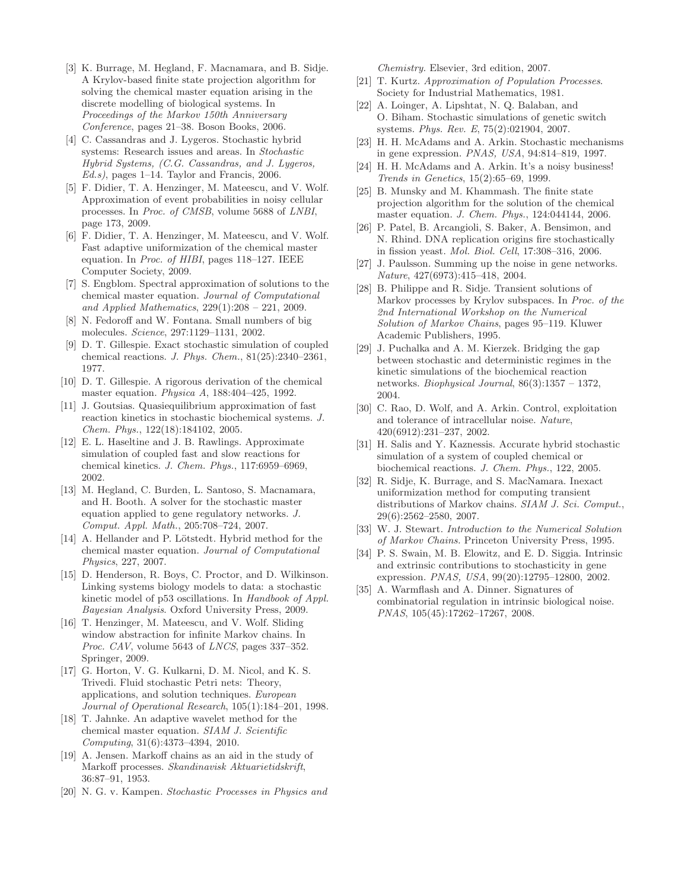[3] K. Burrage, M. Hegland, F. Macnamara, and B. Sidje. A Krylov-based finite state projection algorithm for solving the chemical master equation arising in the discrete modelling of biological systems. In *Proceedings of the Markov 150th Anniversary Conference*, pages 21–38. Boson Books, 2006.

[4] C. Cassandras and J. Lygeros. Stochastic hybrid systems: Research issues and areas. In *Stochastic Hybrid Systems, (C.G. Cassandras, and J. Lygeros, Ed.s)*, pages 1–14. Taylor and Francis, 2006.

[5] F. Didier, T. A. Henzinger, M. Mateescu, and V. Wolf. Approximation of event probabilities in noisy cellular processes. In *Proc. of CMSB*, volume 5688 of *LNBI*, page 173, 2009.

[6] F. Didier, T. A. Henzinger, M. Mateescu, and V. Wolf. Fast adaptive uniformization of the chemical master equation. In *Proc. of HIBI*, pages 118–127. IEEE Computer Society, 2009.

[7] S. Engblom. Spectral approximation of solutions to the chemical master equation. *Journal of Computational and Applied Mathematics*, 229(1):208 – 221, 2009.

[8] N. Fedoroff and W. Fontana. Small numbers of big molecules. *Science*, 297:1129–1131, 2002.

[9] D. T. Gillespie. Exact stochastic simulation of coupled chemical reactions. *J. Phys. Chem.*, 81(25):2340–2361, 1977.

[10] D. T. Gillespie. A rigorous derivation of the chemical master equation. *Physica A*, 188:404–425, 1992.

[11] J. Goutsias. Quasiequilibrium approximation of fast reaction kinetics in stochastic biochemical systems. *J. Chem. Phys.*, 122(18):184102, 2005.

[12] E. L. Haseltine and J. B. Rawlings. Approximate simulation of coupled fast and slow reactions for chemical kinetics. *J. Chem. Phys.*, 117:6959–6969, 2002.

[13] M. Hegland, C. Burden, L. Santoso, S. Macnamara, and H. Booth. A solver for the stochastic master equation applied to gene regulatory networks. *J. Comput. Appl. Math.*, 205:708–724, 2007.

[14] A. Hellander and P. Lötstedt. Hybrid method for the chemical master equation. *Journal of Computational Physics*, 227, 2007.

[15] D. Henderson, R. Boys, C. Proctor, and D. Wilkinson. Linking systems biology models to data: a stochastic kinetic model of p53 oscillations. In *Handbook of Appl. Bayesian Analysis*. Oxford University Press, 2009.

[16] T. Henzinger, M. Mateescu, and V. Wolf. Sliding window abstraction for infinite Markov chains. In *Proc. CAV*, volume 5643 of *LNCS*, pages 337–352. Springer, 2009.

[17] G. Horton, V. G. Kulkarni, D. M. Nicol, and K. S. Trivedi. Fluid stochastic Petri nets: Theory, applications, and solution techniques. *European Journal of Operational Research*, 105(1):184–201, 1998.

[18] T. Jahnke. An adaptive wavelet method for the chemical master equation. *SIAM J. Scientific Computing*, 31(6):4373–4394, 2010.

[19] A. Jensen. Markoff chains as an aid in the study of Markoff processes. *Skandinavisk Aktuarietidskrift*, 36:87–91, 1953.

[20] N. G. v. Kampen. *Stochastic Processes in Physics and Chemistry*. Elsevier, 3rd edition, 2007.

[21] T. Kurtz. *Approximation of Population Processes*. Society for Industrial Mathematics, 1981.

[22] A. Loinger, A. Lipshtat, N. Q. Balaban, and O. Biham. Stochastic simulations of genetic switch systems. *Phys. Rev. E*, 75(2):021904, 2007.

[23] H. H. McAdams and A. Arkin. Stochastic mechanisms in gene expression. *PNAS, USA*, 94:814–819, 1997.

[24] H. H. McAdams and A. Arkin. It's a noisy business! *Trends in Genetics*, 15(2):65–69, 1999.

[25] B. Munsky and M. Khammash. The finite state projection algorithm for the solution of the chemical master equation. *J. Chem. Phys.*, 124:044144, 2006.

[26] P. Patel, B. Arcangioli, S. Baker, A. Bensimon, and N. Rhind. DNA replication origins fire stochastically in fission yeast. *Mol. Biol. Cell*, 17:308–316, 2006.

[27] J. Paulsson. Summing up the noise in gene networks. *Nature*, 427(6973):415–418, 2004.

[28] B. Philippe and R. Sidje. Transient solutions of Markov processes by Krylov subspaces. In *Proc. of the 2nd International Workshop on the Numerical Solution of Markov Chains*, pages 95–119. Kluwer Academic Publishers, 1995.

[29] J. Puchalka and A. M. Kierzek. Bridging the gap between stochastic and deterministic regimes in the kinetic simulations of the biochemical reaction networks. *Biophysical Journal*, 86(3):1357 – 1372, 2004.

[30] C. Rao, D. Wolf, and A. Arkin. Control, exploitation and tolerance of intracellular noise. *Nature*, 420(6912):231–237, 2002.

[31] H. Salis and Y. Kaznessis. Accurate hybrid stochastic simulation of a system of coupled chemical or biochemical reactions. *J. Chem. Phys.*, 122, 2005.

[32] R. Sidje, K. Burrage, and S. MacNamara. Inexact uniformization method for computing transient distributions of Markov chains. *SIAM J. Sci. Comput.*, 29(6):2562–2580, 2007.

[33] W. J. Stewart. *Introduction to the Numerical Solution of Markov Chains*. Princeton University Press, 1995.

[34] P. S. Swain, M. B. Elowitz, and E. D. Siggia. Intrinsic and extrinsic contributions to stochasticity in gene expression. *PNAS, USA*, 99(20):12795–12800, 2002.

[35] A. Warmflash and A. Dinner. Signatures of combinatorial regulation in intrinsic biological noise. *PNAS*, 105(45):17262–17267, 2008.